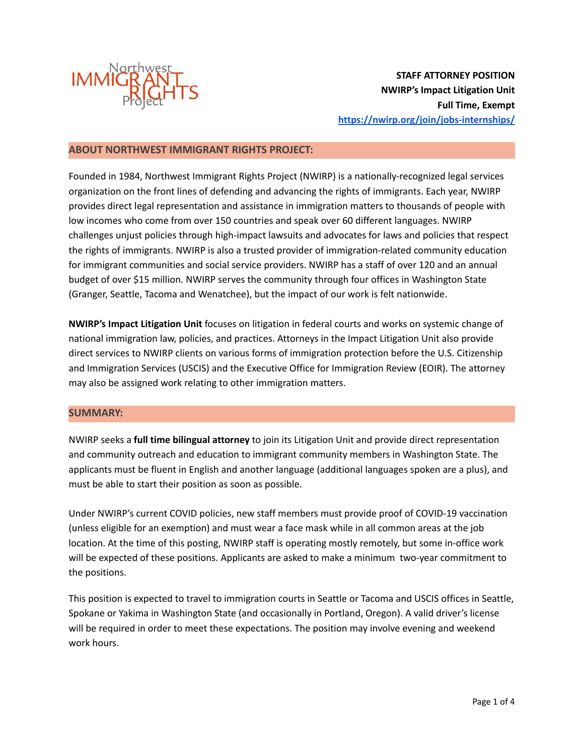Northwest IMMIGRANT RIGHTS Project

**STAFF ATTORNEY POSITION**
**NWIRP's Impact Litigation Unit**
**Full Time, Exempt**
[https://nwirp.org/join/jobs-internships/](https://nwirp.org/join/jobs-internships/)

## ABOUT NORTHWEST IMMIGRANT RIGHTS PROJECT:

Founded in 1984, Northwest Immigrant Rights Project (NWIRP) is a nationally-recognized legal services organization on the front lines of defending and advancing the rights of immigrants. Each year, NWIRP provides direct legal representation and assistance in immigration matters to thousands of people with low incomes who come from over 150 countries and speak over 60 different languages. NWIRP challenges unjust policies through high-impact lawsuits and advocates for laws and policies that respect the rights of immigrants. NWIRP is also a trusted provider of immigration-related community education for immigrant communities and social service providers. NWIRP has a staff of over 120 and an annual budget of over $15 million. NWIRP serves the community through four offices in Washington State (Granger, Seattle, Tacoma and Wenatchee), but the impact of our work is felt nationwide.

**NWIRP's Impact Litigation Unit** focuses on litigation in federal courts and works on systemic change of national immigration law, policies, and practices. Attorneys in the Impact Litigation Unit also provide direct services to NWIRP clients on various forms of immigration protection before the U.S. Citizenship and Immigration Services (USCIS) and the Executive Office for Immigration Review (EOIR). The attorney may also be assigned work relating to other immigration matters.

## SUMMARY:

NWIRP seeks a **full time bilingual attorney** to join its Litigation Unit and provide direct representation and community outreach and education to immigrant community members in Washington State. The applicants must be fluent in English and another language (additional languages spoken are a plus), and must be able to start their position as soon as possible.

Under NWIRP's current COVID policies, new staff members must provide proof of COVID-19 vaccination (unless eligible for an exemption) and must wear a face mask while in all common areas at the job location. At the time of this posting, NWIRP staff is operating mostly remotely, but some in-office work will be expected of these positions. Applicants are asked to make a minimum two-year commitment to the positions.

This position is expected to travel to immigration courts in Seattle or Tacoma and USCIS offices in Seattle, Spokane or Yakima in Washington State (and occasionally in Portland, Oregon). A valid driver's license will be required in order to meet these expectations. The position may involve evening and weekend work hours.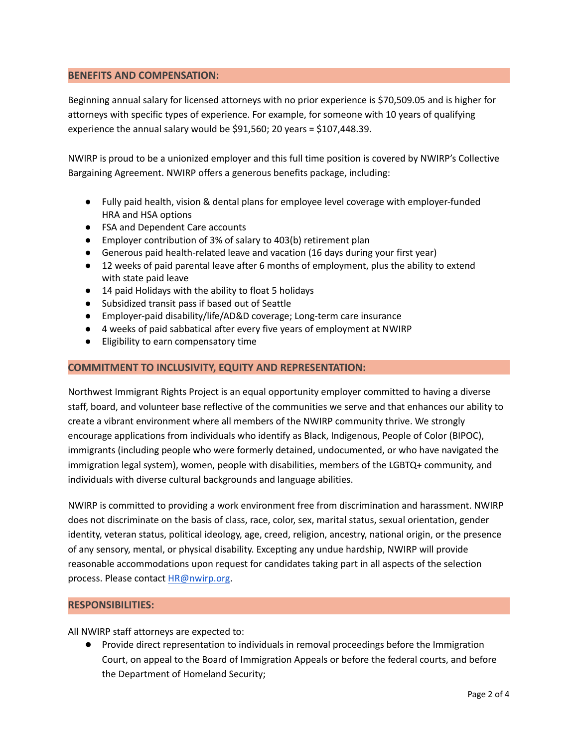## BENEFITS AND COMPENSATION:

Beginning annual salary for licensed attorneys with no prior experience is $70,509.05 and is higher for attorneys with specific types of experience. For example, for someone with 10 years of qualifying experience the annual salary would be $91,560; 20 years = $107,448.39.

NWIRP is proud to be a unionized employer and this full time position is covered by NWIRP's Collective Bargaining Agreement. NWIRP offers a generous benefits package, including:

- Fully paid health, vision & dental plans for employee level coverage with employer-funded HRA and HSA options
- FSA and Dependent Care accounts
- Employer contribution of 3% of salary to 403(b) retirement plan
- Generous paid health-related leave and vacation (16 days during your first year)
- 12 weeks of paid parental leave after 6 months of employment, plus the ability to extend with state paid leave
- 14 paid Holidays with the ability to float 5 holidays
- Subsidized transit pass if based out of Seattle
- Employer-paid disability/life/AD&D coverage; Long-term care insurance
- 4 weeks of paid sabbatical after every five years of employment at NWIRP
- Eligibility to earn compensatory time

## COMMITMENT TO INCLUSIVITY, EQUITY AND REPRESENTATION:

Northwest Immigrant Rights Project is an equal opportunity employer committed to having a diverse staff, board, and volunteer base reflective of the communities we serve and that enhances our ability to create a vibrant environment where all members of the NWIRP community thrive. We strongly encourage applications from individuals who identify as Black, Indigenous, People of Color (BIPOC), immigrants (including people who were formerly detained, undocumented, or who have navigated the immigration legal system), women, people with disabilities, members of the LGBTQ+ community, and individuals with diverse cultural backgrounds and language abilities.

NWIRP is committed to providing a work environment free from discrimination and harassment. NWIRP does not discriminate on the basis of class, race, color, sex, marital status, sexual orientation, gender identity, veteran status, political ideology, age, creed, religion, ancestry, national origin, or the presence of any sensory, mental, or physical disability. Excepting any undue hardship, NWIRP will provide reasonable accommodations upon request for candidates taking part in all aspects of the selection process. Please contact HR@nwirp.org.

## RESPONSIBILITIES:

All NWIRP staff attorneys are expected to:

- Provide direct representation to individuals in removal proceedings before the Immigration Court, on appeal to the Board of Immigration Appeals or before the federal courts, and before the Department of Homeland Security;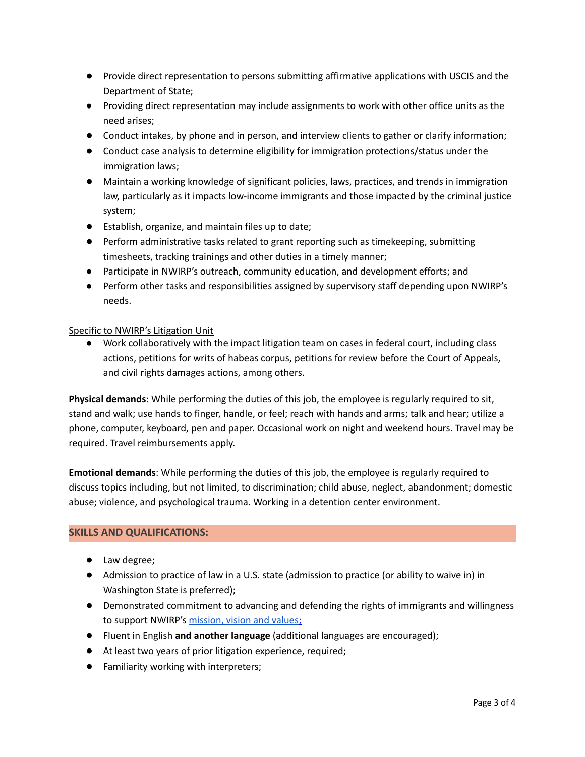- Provide direct representation to persons submitting affirmative applications with USCIS and the Department of State;
- Providing direct representation may include assignments to work with other office units as the need arises;
- Conduct intakes, by phone and in person, and interview clients to gather or clarify information;
- Conduct case analysis to determine eligibility for immigration protections/status under the immigration laws;
- Maintain a working knowledge of significant policies, laws, practices, and trends in immigration law, particularly as it impacts low-income immigrants and those impacted by the criminal justice system;
- Establish, organize, and maintain files up to date;
- Perform administrative tasks related to grant reporting such as timekeeping, submitting timesheets, tracking trainings and other duties in a timely manner;
- Participate in NWIRP's outreach, community education, and development efforts; and
- Perform other tasks and responsibilities assigned by supervisory staff depending upon NWIRP's needs.

<u>Specific to NWIRP's Litigation Unit</u>

- Work collaboratively with the impact litigation team on cases in federal court, including class actions, petitions for writs of habeas corpus, petitions for review before the Court of Appeals, and civil rights damages actions, among others.

**Physical demands**: While performing the duties of this job, the employee is regularly required to sit, stand and walk; use hands to finger, handle, or feel; reach with hands and arms; talk and hear; utilize a phone, computer, keyboard, pen and paper. Occasional work on night and weekend hours. Travel may be required. Travel reimbursements apply.

**Emotional demands**: While performing the duties of this job, the employee is regularly required to discuss topics including, but not limited, to discrimination; child abuse, neglect, abandonment; domestic abuse; violence, and psychological trauma. Working in a detention center environment.

## SKILLS AND QUALIFICATIONS:

- Law degree;
- Admission to practice of law in a U.S. state (admission to practice (or ability to waive in) in Washington State is preferred);
- Demonstrated commitment to advancing and defending the rights of immigrants and willingness to support NWIRP's mission, vision and values;
- Fluent in English **and another language** (additional languages are encouraged);
- At least two years of prior litigation experience, required;
- Familiarity working with interpreters;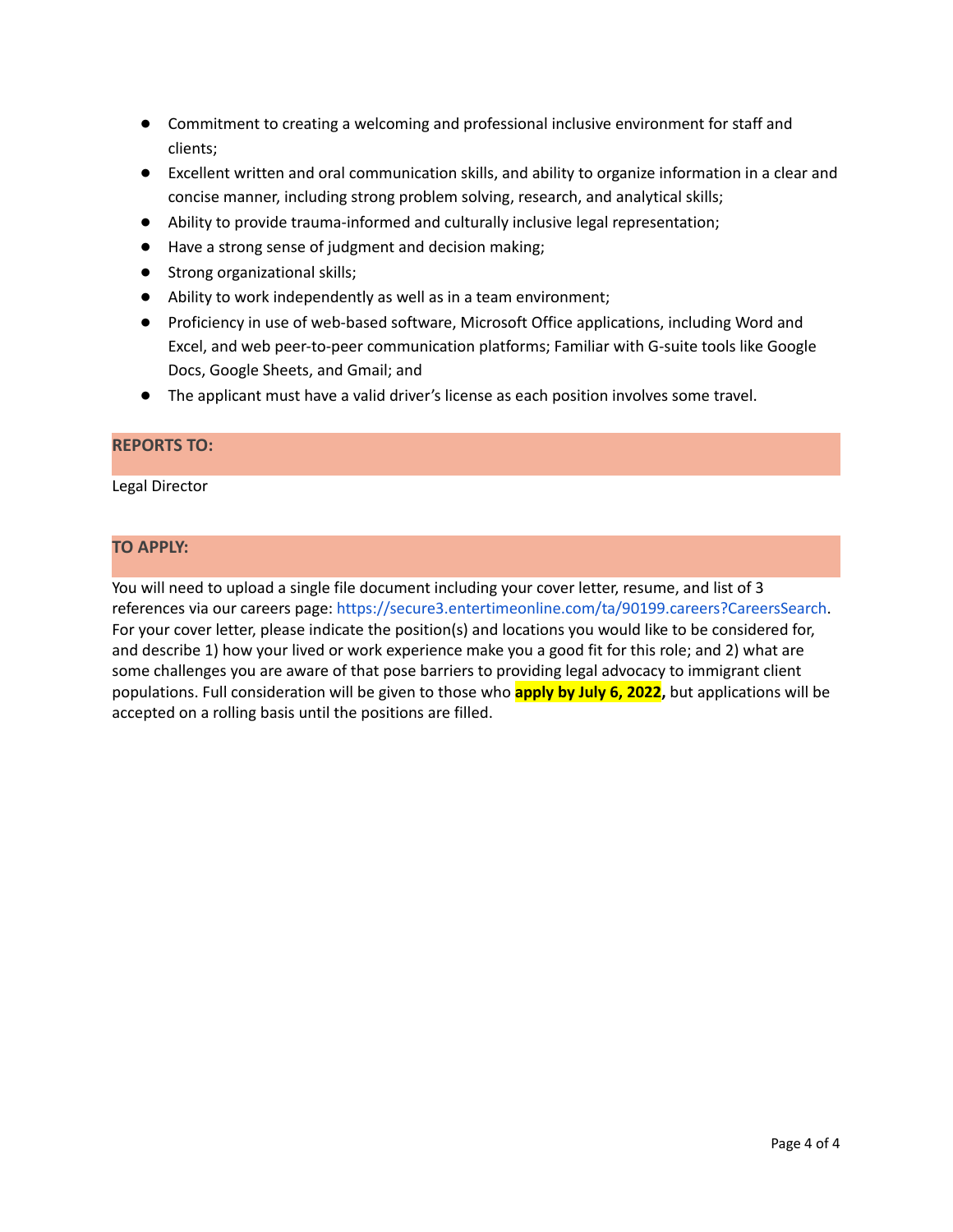- Commitment to creating a welcoming and professional inclusive environment for staff and clients;
- Excellent written and oral communication skills, and ability to organize information in a clear and concise manner, including strong problem solving, research, and analytical skills;
- Ability to provide trauma-informed and culturally inclusive legal representation;
- Have a strong sense of judgment and decision making;
- Strong organizational skills;
- Ability to work independently as well as in a team environment;
- Proficiency in use of web-based software, Microsoft Office applications, including Word and Excel, and web peer-to-peer communication platforms; Familiar with G-suite tools like Google Docs, Google Sheets, and Gmail; and
- The applicant must have a valid driver's license as each position involves some travel.

## REPORTS TO:

Legal Director

## TO APPLY:

You will need to upload a single file document including your cover letter, resume, and list of 3 references via our careers page: https://secure3.entertimeonline.com/ta/90199.careers?CareersSearch. For your cover letter, please indicate the position(s) and locations you would like to be considered for, and describe 1) how your lived or work experience make you a good fit for this role; and 2) what are some challenges you are aware of that pose barriers to providing legal advocacy to immigrant client populations. Full consideration will be given to those who **apply by July 6, 2022,** but applications will be accepted on a rolling basis until the positions are filled.